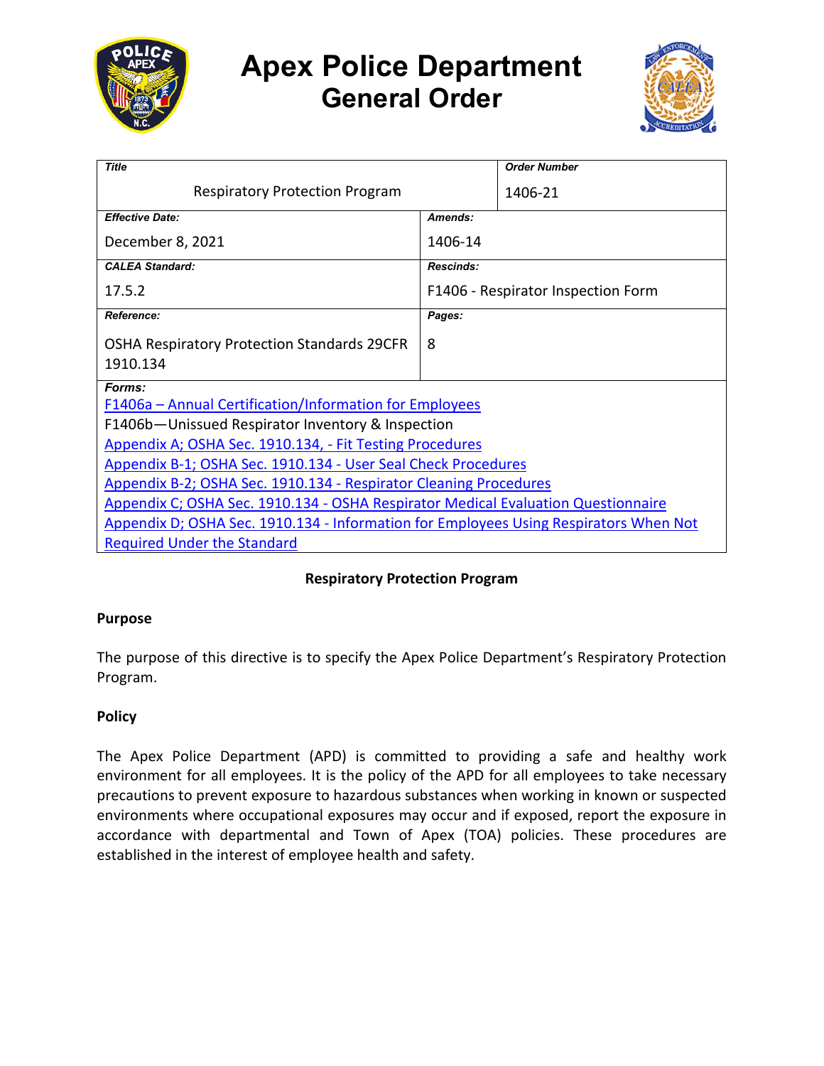# Apex Police Department
## General Order

| Title | | Order Number |
|---|---|---|
| Respiratory Protection Program | | 1406-21 |
| **Effective Date:** | **Amends:** | |
| December 8, 2021 | 1406-14 | |
| **CALEA Standard:** | **Rescinds:** | |
| 17.5.2 | F1406 - Respirator Inspection Form | |
| **Reference:** | **Pages:** | |
| OSHA Respiratory Protection Standards 29CFR 1910.134 | 8 | |

**Forms:**

F1406a – Annual Certification/Information for Employees
F1406b—Unissued Respirator Inventory & Inspection
Appendix A; OSHA Sec. 1910.134, - Fit Testing Procedures
Appendix B-1; OSHA Sec. 1910.134 - User Seal Check Procedures
Appendix B-2; OSHA Sec. 1910.134 - Respirator Cleaning Procedures
Appendix C; OSHA Sec. 1910.134 - OSHA Respirator Medical Evaluation Questionnaire
Appendix D; OSHA Sec. 1910.134 - Information for Employees Using Respirators When Not Required Under the Standard

**Respiratory Protection Program**

**Purpose**

The purpose of this directive is to specify the Apex Police Department's Respiratory Protection Program.

**Policy**

The Apex Police Department (APD) is committed to providing a safe and healthy work environment for all employees. It is the policy of the APD for all employees to take necessary precautions to prevent exposure to hazardous substances when working in known or suspected environments where occupational exposures may occur and if exposed, report the exposure in accordance with departmental and Town of Apex (TOA) policies. These procedures are established in the interest of employee health and safety.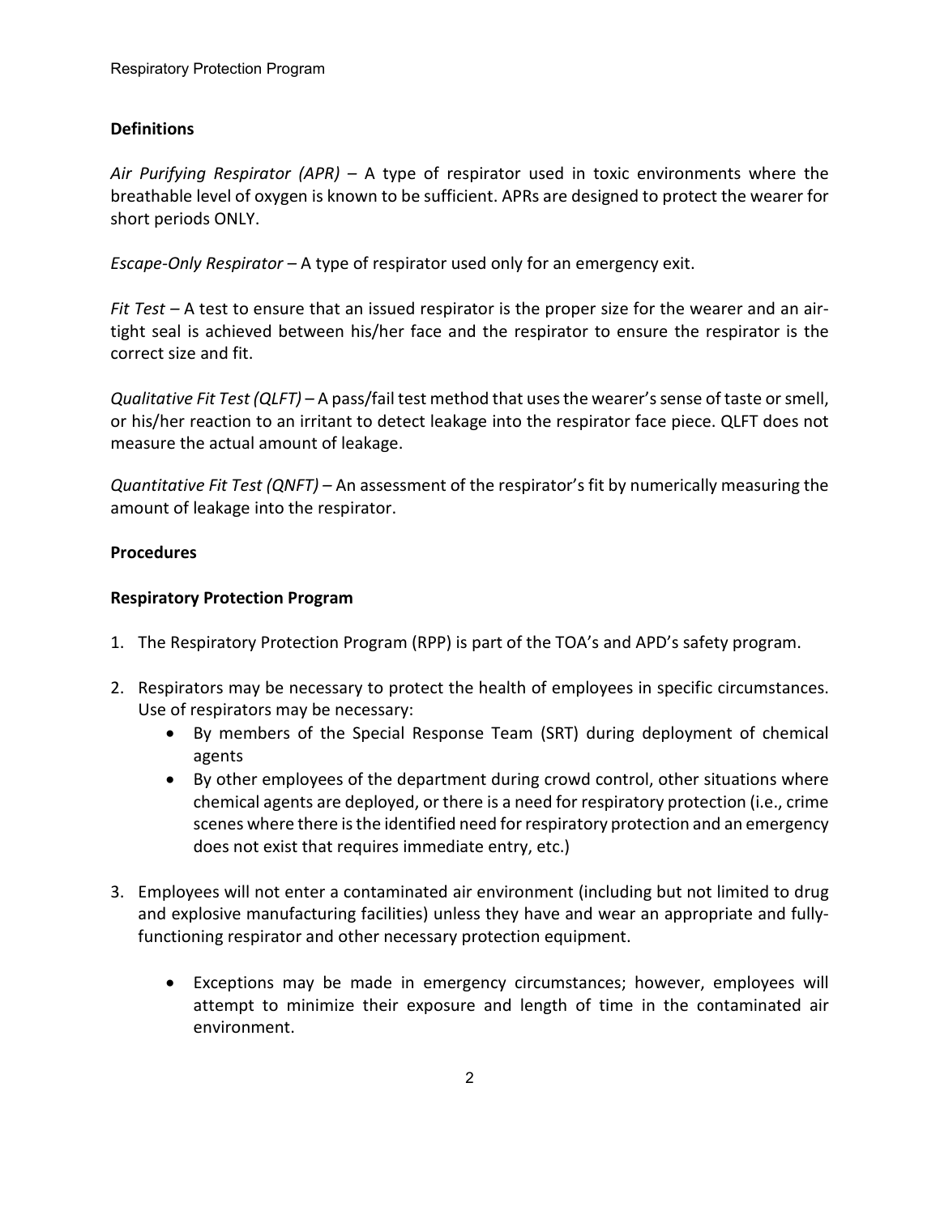## Definitions

*Air Purifying Respirator (APR)* – A type of respirator used in toxic environments where the breathable level of oxygen is known to be sufficient. APRs are designed to protect the wearer for short periods ONLY.

*Escape-Only Respirator* – A type of respirator used only for an emergency exit.

*Fit Test* – A test to ensure that an issued respirator is the proper size for the wearer and an air-tight seal is achieved between his/her face and the respirator to ensure the respirator is the correct size and fit.

*Qualitative Fit Test (QLFT)* – A pass/fail test method that uses the wearer's sense of taste or smell, or his/her reaction to an irritant to detect leakage into the respirator face piece. QLFT does not measure the actual amount of leakage.

*Quantitative Fit Test (QNFT)* – An assessment of the respirator's fit by numerically measuring the amount of leakage into the respirator.

## Procedures

### Respiratory Protection Program

1. The Respiratory Protection Program (RPP) is part of the TOA's and APD's safety program.

2. Respirators may be necessary to protect the health of employees in specific circumstances. Use of respirators may be necessary:
   - By members of the Special Response Team (SRT) during deployment of chemical agents
   - By other employees of the department during crowd control, other situations where chemical agents are deployed, or there is a need for respiratory protection (i.e., crime scenes where there is the identified need for respiratory protection and an emergency does not exist that requires immediate entry, etc.)

3. Employees will not enter a contaminated air environment (including but not limited to drug and explosive manufacturing facilities) unless they have and wear an appropriate and fully-functioning respirator and other necessary protection equipment.

   - Exceptions may be made in emergency circumstances; however, employees will attempt to minimize their exposure and length of time in the contaminated air environment.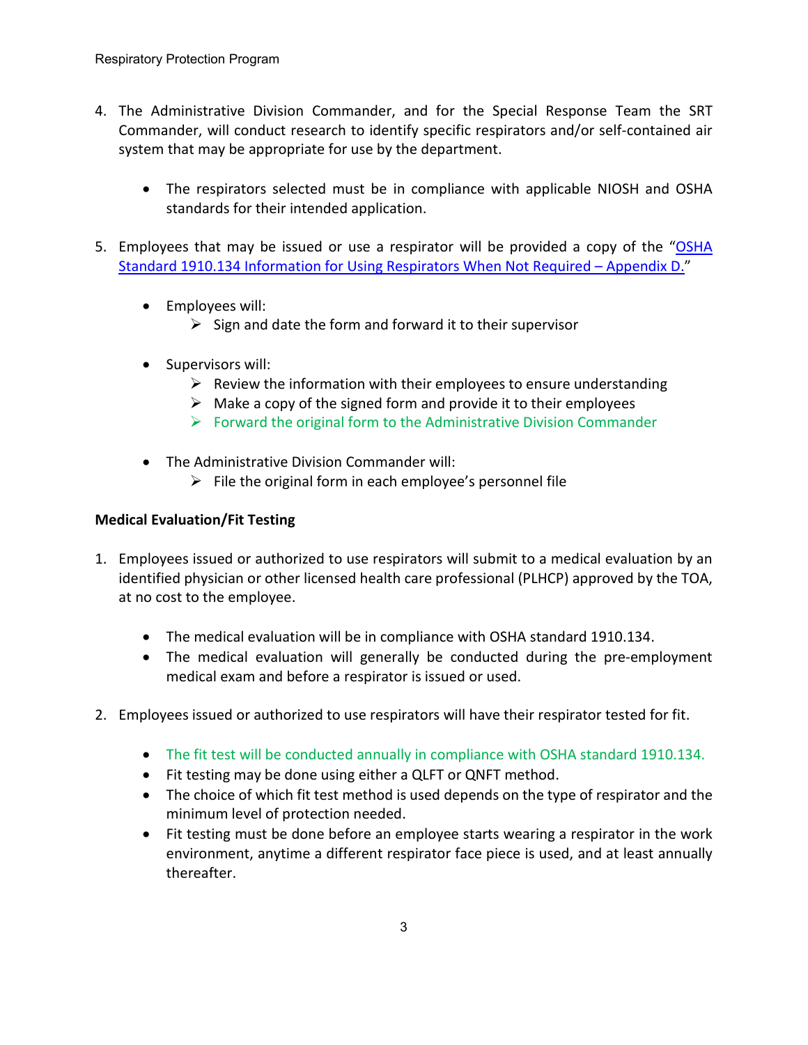4. The Administrative Division Commander, and for the Special Response Team the SRT Commander, will conduct research to identify specific respirators and/or self-contained air system that may be appropriate for use by the department.

    - The respirators selected must be in compliance with applicable NIOSH and OSHA standards for their intended application.

5. Employees that may be issued or use a respirator will be provided a copy of the "OSHA Standard 1910.134 Information for Using Respirators When Not Required – Appendix D."

    - Employees will:
        - Sign and date the form and forward it to their supervisor

    - Supervisors will:
        - Review the information with their employees to ensure understanding
        - Make a copy of the signed form and provide it to their employees
        - Forward the original form to the Administrative Division Commander

    - The Administrative Division Commander will:
        - File the original form in each employee's personnel file

**Medical Evaluation/Fit Testing**

1. Employees issued or authorized to use respirators will submit to a medical evaluation by an identified physician or other licensed health care professional (PLHCP) approved by the TOA, at no cost to the employee.

    - The medical evaluation will be in compliance with OSHA standard 1910.134.
    - The medical evaluation will generally be conducted during the pre-employment medical exam and before a respirator is issued or used.

2. Employees issued or authorized to use respirators will have their respirator tested for fit.

    - The fit test will be conducted annually in compliance with OSHA standard 1910.134.
    - Fit testing may be done using either a QLFT or QNFT method.
    - The choice of which fit test method is used depends on the type of respirator and the minimum level of protection needed.
    - Fit testing must be done before an employee starts wearing a respirator in the work environment, anytime a different respirator face piece is used, and at least annually thereafter.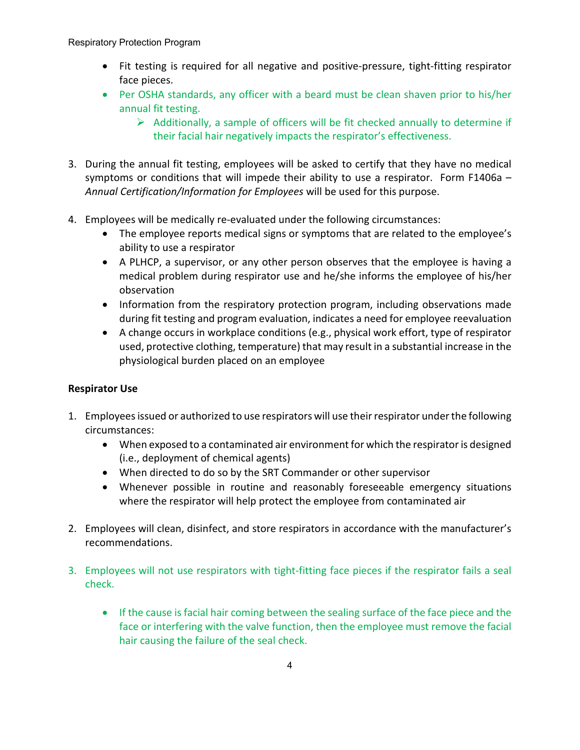- Fit testing is required for all negative and positive-pressure, tight-fitting respirator face pieces.
- Per OSHA standards, any officer with a beard must be clean shaven prior to his/her annual fit testing.
    - Additionally, a sample of officers will be fit checked annually to determine if their facial hair negatively impacts the respirator's effectiveness.

3. During the annual fit testing, employees will be asked to certify that they have no medical symptoms or conditions that will impede their ability to use a respirator. Form F1406a – *Annual Certification/Information for Employees* will be used for this purpose.

4. Employees will be medically re-evaluated under the following circumstances:
    - The employee reports medical signs or symptoms that are related to the employee's ability to use a respirator
    - A PLHCP, a supervisor, or any other person observes that the employee is having a medical problem during respirator use and he/she informs the employee of his/her observation
    - Information from the respiratory protection program, including observations made during fit testing and program evaluation, indicates a need for employee reevaluation
    - A change occurs in workplace conditions (e.g., physical work effort, type of respirator used, protective clothing, temperature) that may result in a substantial increase in the physiological burden placed on an employee

**Respirator Use**

1. Employees issued or authorized to use respirators will use their respirator under the following circumstances:
    - When exposed to a contaminated air environment for which the respirator is designed (i.e., deployment of chemical agents)
    - When directed to do so by the SRT Commander or other supervisor
    - Whenever possible in routine and reasonably foreseeable emergency situations where the respirator will help protect the employee from contaminated air

2. Employees will clean, disinfect, and store respirators in accordance with the manufacturer's recommendations.

3. Employees will not use respirators with tight-fitting face pieces if the respirator fails a seal check.

    - If the cause is facial hair coming between the sealing surface of the face piece and the face or interfering with the valve function, then the employee must remove the facial hair causing the failure of the seal check.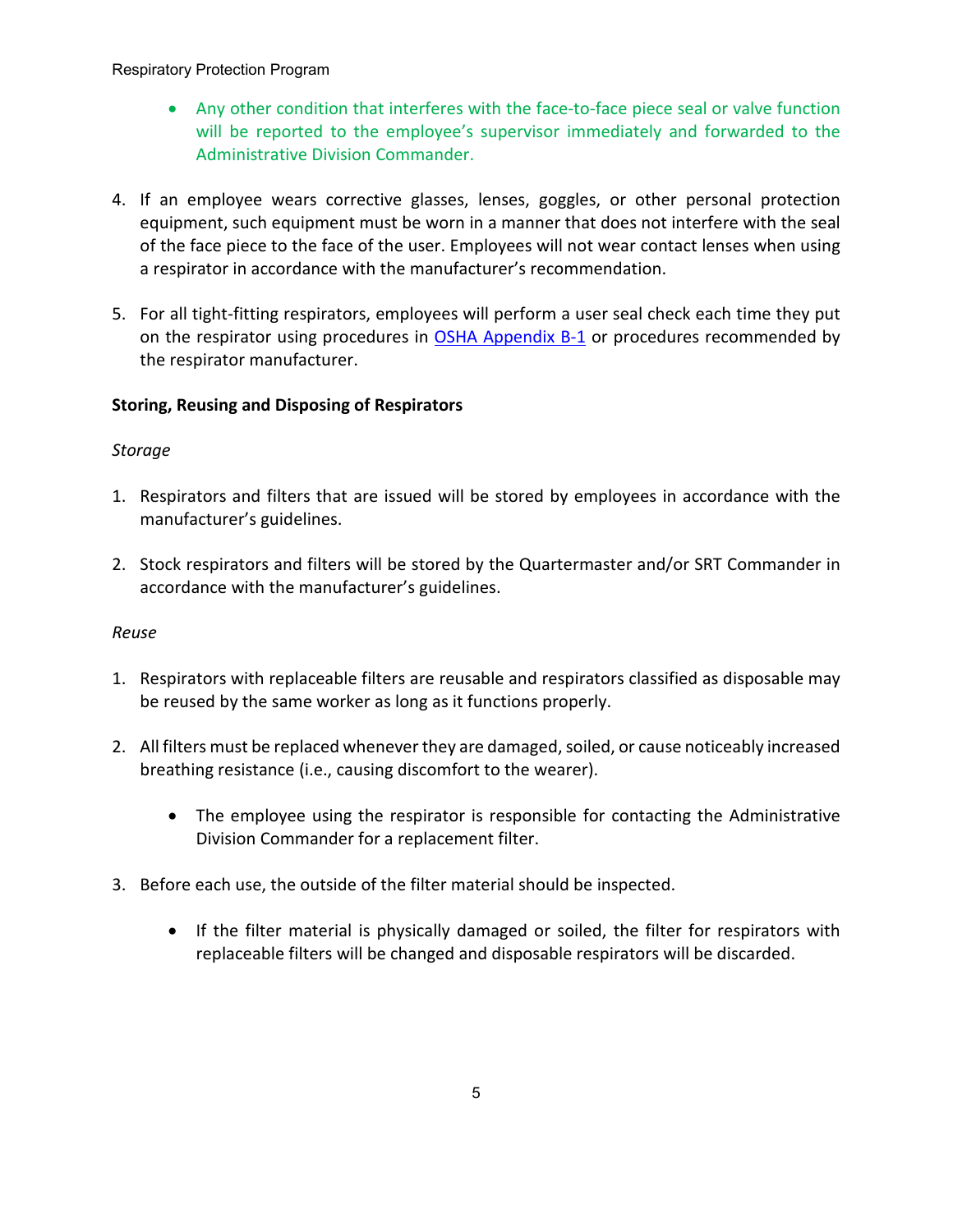- Any other condition that interferes with the face-to-face piece seal or valve function will be reported to the employee's supervisor immediately and forwarded to the Administrative Division Commander.

4. If an employee wears corrective glasses, lenses, goggles, or other personal protection equipment, such equipment must be worn in a manner that does not interfere with the seal of the face piece to the face of the user. Employees will not wear contact lenses when using a respirator in accordance with the manufacturer's recommendation.

5. For all tight-fitting respirators, employees will perform a user seal check each time they put on the respirator using procedures in [OSHA Appendix B-1]() or procedures recommended by the respirator manufacturer.

**Storing, Reusing and Disposing of Respirators**

*Storage*

1. Respirators and filters that are issued will be stored by employees in accordance with the manufacturer's guidelines.

2. Stock respirators and filters will be stored by the Quartermaster and/or SRT Commander in accordance with the manufacturer's guidelines.

*Reuse*

1. Respirators with replaceable filters are reusable and respirators classified as disposable may be reused by the same worker as long as it functions properly.

2. All filters must be replaced whenever they are damaged, soiled, or cause noticeably increased breathing resistance (i.e., causing discomfort to the wearer).
   - The employee using the respirator is responsible for contacting the Administrative Division Commander for a replacement filter.

3. Before each use, the outside of the filter material should be inspected.
   - If the filter material is physically damaged or soiled, the filter for respirators with replaceable filters will be changed and disposable respirators will be discarded.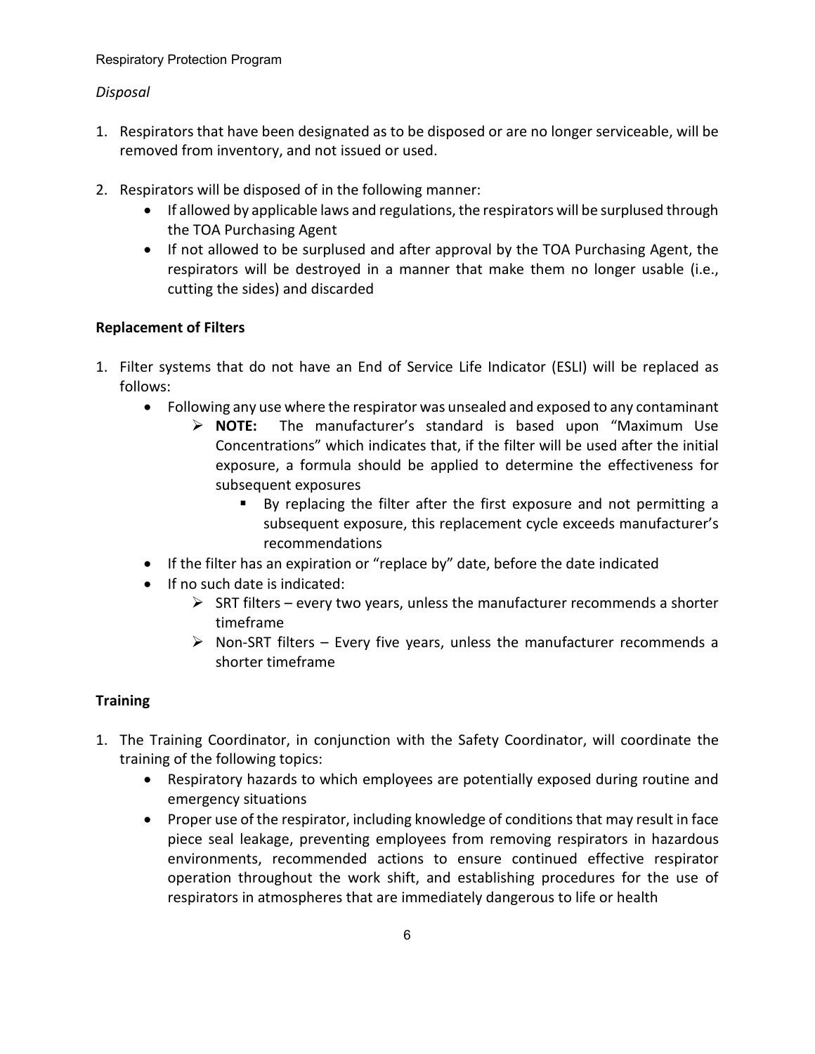*Disposal*

1. Respirators that have been designated as to be disposed or are no longer serviceable, will be removed from inventory, and not issued or used.

2. Respirators will be disposed of in the following manner:
   - If allowed by applicable laws and regulations, the respirators will be surplused through the TOA Purchasing Agent
   - If not allowed to be surplused and after approval by the TOA Purchasing Agent, the respirators will be destroyed in a manner that make them no longer usable (i.e., cutting the sides) and discarded

**Replacement of Filters**

1. Filter systems that do not have an End of Service Life Indicator (ESLI) will be replaced as follows:
   - Following any use where the respirator was unsealed and exposed to any contaminant
     - **NOTE:** The manufacturer's standard is based upon "Maximum Use Concentrations" which indicates that, if the filter will be used after the initial exposure, a formula should be applied to determine the effectiveness for subsequent exposures
       - By replacing the filter after the first exposure and not permitting a subsequent exposure, this replacement cycle exceeds manufacturer's recommendations
   - If the filter has an expiration or "replace by" date, before the date indicated
   - If no such date is indicated:
     - SRT filters – every two years, unless the manufacturer recommends a shorter timeframe
     - Non-SRT filters – Every five years, unless the manufacturer recommends a shorter timeframe

**Training**

1. The Training Coordinator, in conjunction with the Safety Coordinator, will coordinate the training of the following topics:
   - Respiratory hazards to which employees are potentially exposed during routine and emergency situations
   - Proper use of the respirator, including knowledge of conditions that may result in face piece seal leakage, preventing employees from removing respirators in hazardous environments, recommended actions to ensure continued effective respirator operation throughout the work shift, and establishing procedures for the use of respirators in atmospheres that are immediately dangerous to life or health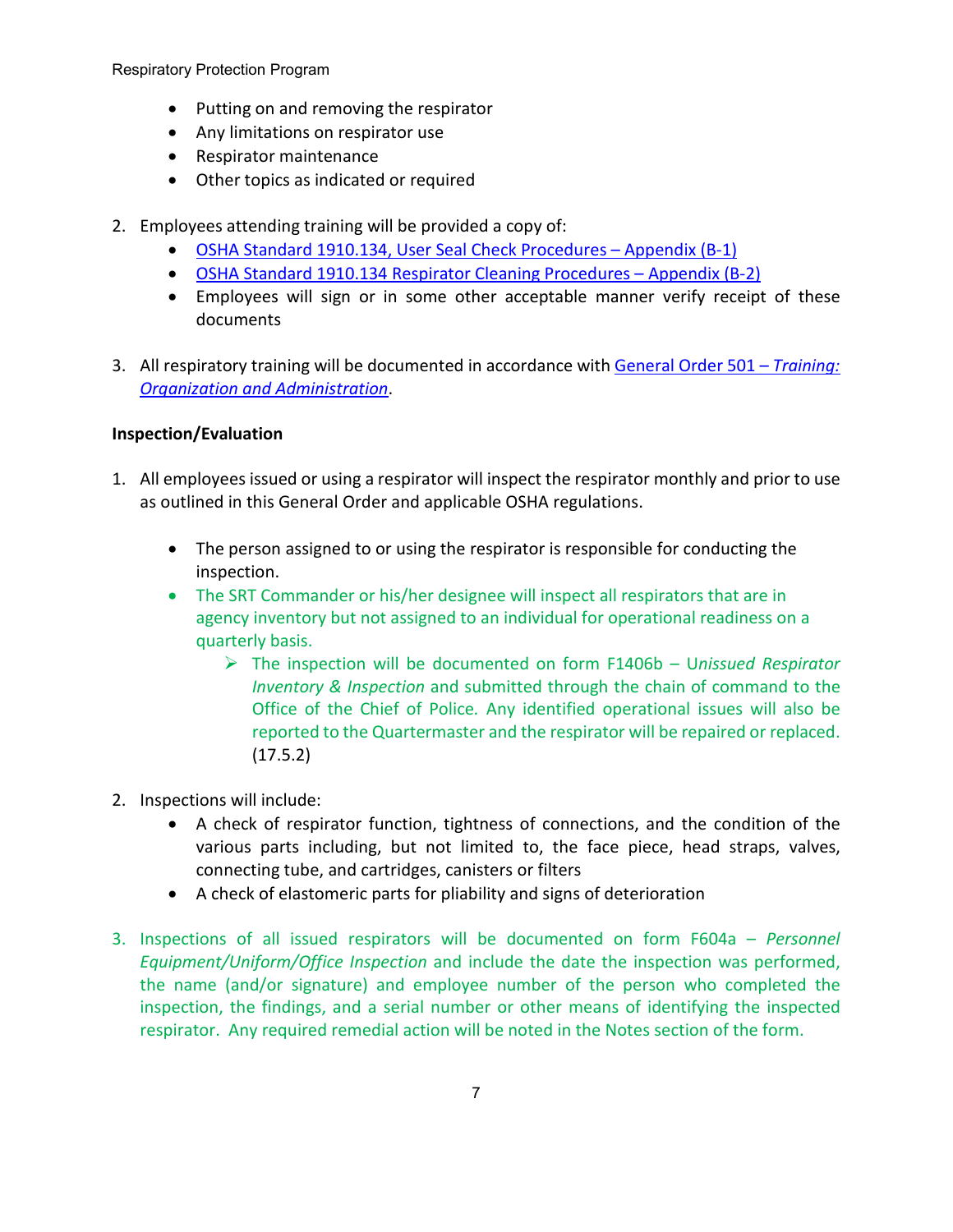- Putting on and removing the respirator
- Any limitations on respirator use
- Respirator maintenance
- Other topics as indicated or required

2. Employees attending training will be provided a copy of:
   - [OSHA Standard 1910.134, User Seal Check Procedures – Appendix (B-1)]
   - [OSHA Standard 1910.134 Respirator Cleaning Procedures – Appendix (B-2)]
   - Employees will sign or in some other acceptable manner verify receipt of these documents

3. All respiratory training will be documented in accordance with General Order 501 – *Training: Organization and Administration*.

**Inspection/Evaluation**

1. All employees issued or using a respirator will inspect the respirator monthly and prior to use as outlined in this General Order and applicable OSHA regulations.

   - The person assigned to or using the respirator is responsible for conducting the inspection.
   - The SRT Commander or his/her designee will inspect all respirators that are in agency inventory but not assigned to an individual for operational readiness on a quarterly basis.
     - The inspection will be documented on form F1406b – U*nissued Respirator Inventory & Inspection* and submitted through the chain of command to the Office of the Chief of Police. Any identified operational issues will also be reported to the Quartermaster and the respirator will be repaired or replaced. (17.5.2)

2. Inspections will include:
   - A check of respirator function, tightness of connections, and the condition of the various parts including, but not limited to, the face piece, head straps, valves, connecting tube, and cartridges, canisters or filters
   - A check of elastomeric parts for pliability and signs of deterioration

3. Inspections of all issued respirators will be documented on form F604a – *Personnel Equipment/Uniform/Office Inspection* and include the date the inspection was performed, the name (and/or signature) and employee number of the person who completed the inspection, the findings, and a serial number or other means of identifying the inspected respirator. Any required remedial action will be noted in the Notes section of the form.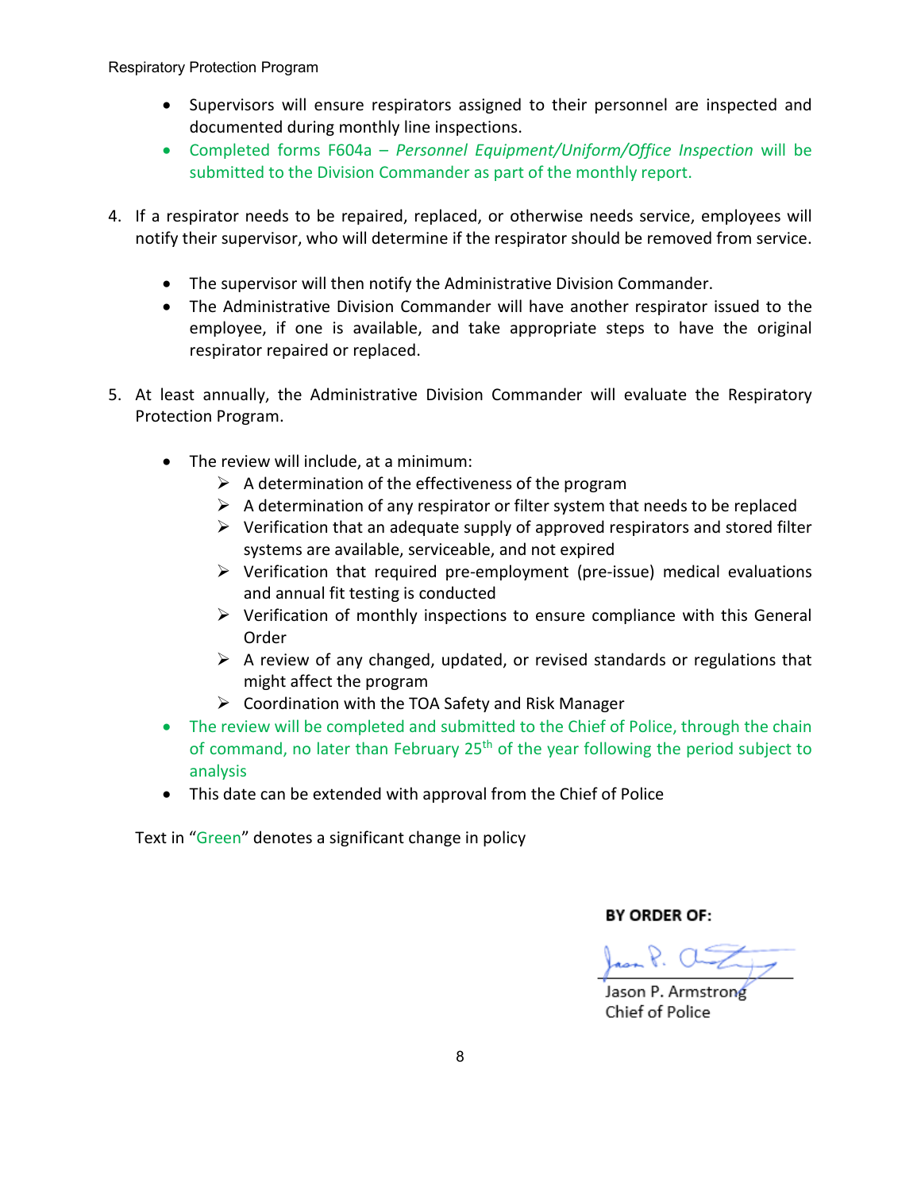- Supervisors will ensure respirators assigned to their personnel are inspected and documented during monthly line inspections.
- Completed forms F604a – *Personnel Equipment/Uniform/Office Inspection* will be submitted to the Division Commander as part of the monthly report.

4. If a respirator needs to be repaired, replaced, or otherwise needs service, employees will notify their supervisor, who will determine if the respirator should be removed from service.

    - The supervisor will then notify the Administrative Division Commander.
    - The Administrative Division Commander will have another respirator issued to the employee, if one is available, and take appropriate steps to have the original respirator repaired or replaced.

5. At least annually, the Administrative Division Commander will evaluate the Respiratory Protection Program.

    - The review will include, at a minimum:
        - A determination of the effectiveness of the program
        - A determination of any respirator or filter system that needs to be replaced
        - Verification that an adequate supply of approved respirators and stored filter systems are available, serviceable, and not expired
        - Verification that required pre-employment (pre-issue) medical evaluations and annual fit testing is conducted
        - Verification of monthly inspections to ensure compliance with this General Order
        - A review of any changed, updated, or revised standards or regulations that might affect the program
        - Coordination with the TOA Safety and Risk Manager
    - The review will be completed and submitted to the Chief of Police, through the chain of command, no later than February 25th of the year following the period subject to analysis
    - This date can be extended with approval from the Chief of Police

Text in "Green" denotes a significant change in policy

**BY ORDER OF:**

Jason P. Armstrong
Chief of Police